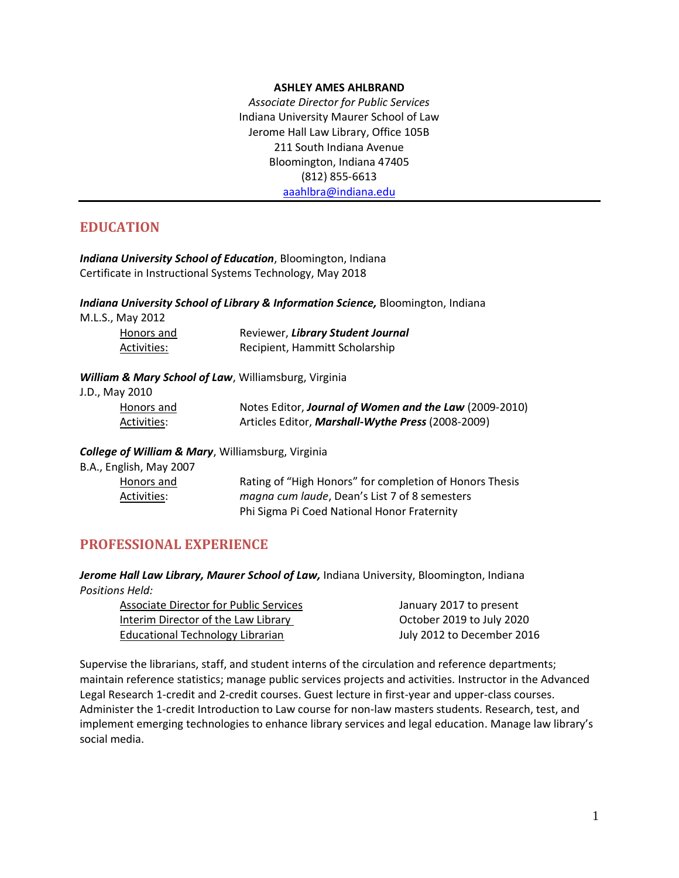**ASHLEY AMES AHLBRAND**
*Associate Director for Public Services*
Indiana University Maurer School of Law
Jerome Hall Law Library, Office 105B
211 South Indiana Avenue
Bloomington, Indiana 47405
(812) 855-6613
aaahlbra@indiana.edu

---

## EDUCATION

***Indiana University School of Education***, Bloomington, Indiana
Certificate in Instructional Systems Technology, May 2018

***Indiana University School of Library & Information Science,*** Bloomington, Indiana
M.L.S., May 2012

| | |
|---|---|
| Honors and Activities: | Reviewer, ***Library Student Journal*** |
| | Recipient, Hammitt Scholarship |

***William & Mary School of Law***, Williamsburg, Virginia
J.D., May 2010

| | |
|---|---|
| Honors and Activities: | Notes Editor, ***Journal of Women and the Law*** (2009-2010) |
| | Articles Editor, ***Marshall-Wythe Press*** (2008-2009) |

***College of William & Mary***, Williamsburg, Virginia
B.A., English, May 2007

| | |
|---|---|
| Honors and Activities: | Rating of "High Honors" for completion of Honors Thesis |
| | *magna cum laude*, Dean's List 7 of 8 semesters |
| | Phi Sigma Pi Coed National Honor Fraternity |

## PROFESSIONAL EXPERIENCE

***Jerome Hall Law Library, Maurer School of Law,*** Indiana University, Bloomington, Indiana
*Positions Held:*

| | |
|---|---|
| Associate Director for Public Services | January 2017 to present |
| Interim Director of the Law Library | October 2019 to July 2020 |
| Educational Technology Librarian | July 2012 to December 2016 |

Supervise the librarians, staff, and student interns of the circulation and reference departments; maintain reference statistics; manage public services projects and activities. Instructor in the Advanced Legal Research 1-credit and 2-credit courses. Guest lecture in first-year and upper-class courses. Administer the 1-credit Introduction to Law course for non-law masters students. Research, test, and implement emerging technologies to enhance library services and legal education. Manage law library's social media.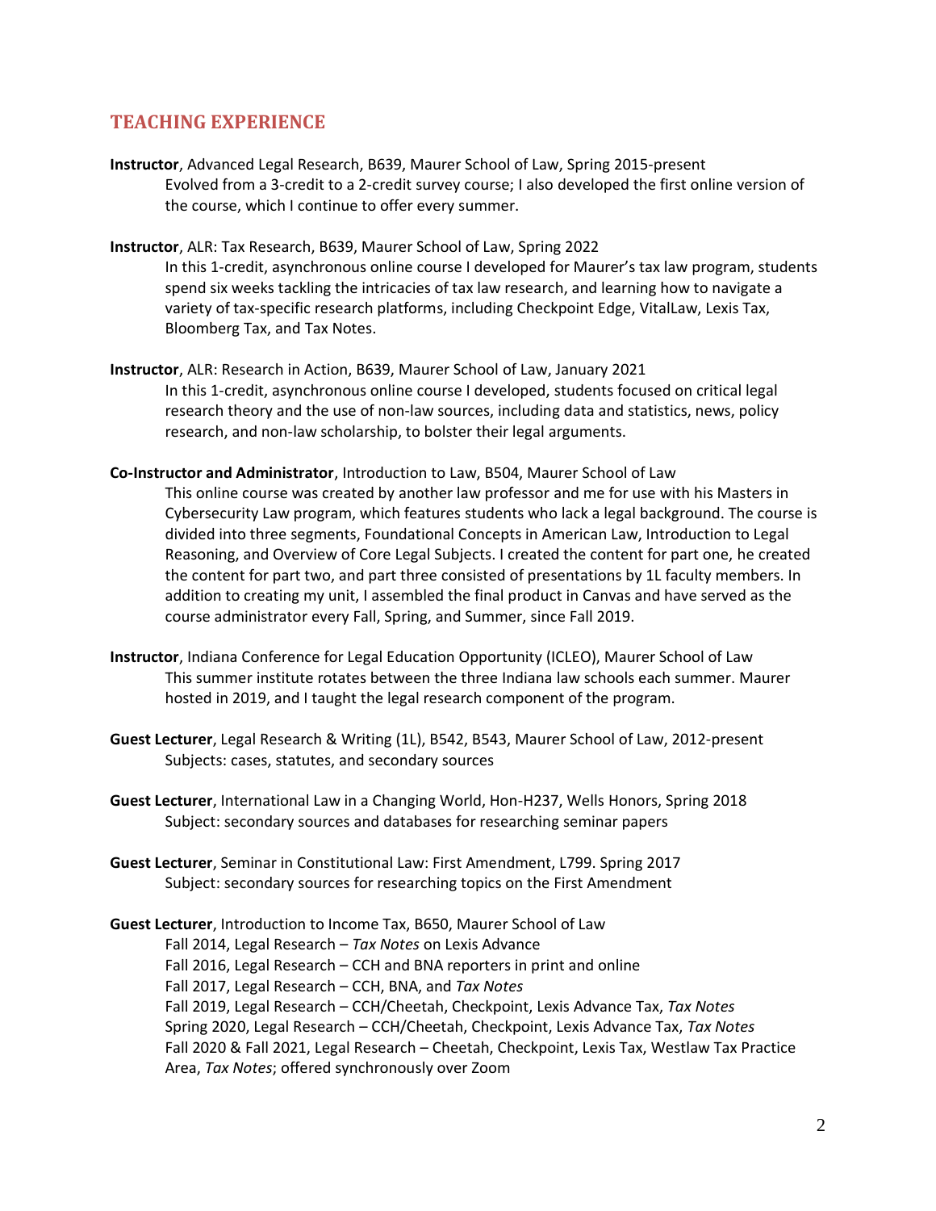## TEACHING EXPERIENCE

**Instructor**, Advanced Legal Research, B639, Maurer School of Law, Spring 2015-present
Evolved from a 3-credit to a 2-credit survey course; I also developed the first online version of the course, which I continue to offer every summer.

**Instructor**, ALR: Tax Research, B639, Maurer School of Law, Spring 2022
In this 1-credit, asynchronous online course I developed for Maurer's tax law program, students spend six weeks tackling the intricacies of tax law research, and learning how to navigate a variety of tax-specific research platforms, including Checkpoint Edge, VitalLaw, Lexis Tax, Bloomberg Tax, and Tax Notes.

**Instructor**, ALR: Research in Action, B639, Maurer School of Law, January 2021
In this 1-credit, asynchronous online course I developed, students focused on critical legal research theory and the use of non-law sources, including data and statistics, news, policy research, and non-law scholarship, to bolster their legal arguments.

**Co-Instructor and Administrator**, Introduction to Law, B504, Maurer School of Law
This online course was created by another law professor and me for use with his Masters in Cybersecurity Law program, which features students who lack a legal background. The course is divided into three segments, Foundational Concepts in American Law, Introduction to Legal Reasoning, and Overview of Core Legal Subjects. I created the content for part one, he created the content for part two, and part three consisted of presentations by 1L faculty members. In addition to creating my unit, I assembled the final product in Canvas and have served as the course administrator every Fall, Spring, and Summer, since Fall 2019.

**Instructor**, Indiana Conference for Legal Education Opportunity (ICLEO), Maurer School of Law
This summer institute rotates between the three Indiana law schools each summer. Maurer hosted in 2019, and I taught the legal research component of the program.

**Guest Lecturer**, Legal Research & Writing (1L), B542, B543, Maurer School of Law, 2012-present
Subjects: cases, statutes, and secondary sources

**Guest Lecturer**, International Law in a Changing World, Hon-H237, Wells Honors, Spring 2018
Subject: secondary sources and databases for researching seminar papers

**Guest Lecturer**, Seminar in Constitutional Law: First Amendment, L799. Spring 2017
Subject: secondary sources for researching topics on the First Amendment

**Guest Lecturer**, Introduction to Income Tax, B650, Maurer School of Law
Fall 2014, Legal Research – *Tax Notes* on Lexis Advance
Fall 2016, Legal Research – CCH and BNA reporters in print and online
Fall 2017, Legal Research – CCH, BNA, and *Tax Notes*
Fall 2019, Legal Research – CCH/Cheetah, Checkpoint, Lexis Advance Tax, *Tax Notes*
Spring 2020, Legal Research – CCH/Cheetah, Checkpoint, Lexis Advance Tax, *Tax Notes*
Fall 2020 & Fall 2021, Legal Research – Cheetah, Checkpoint, Lexis Tax, Westlaw Tax Practice Area, *Tax Notes*; offered synchronously over Zoom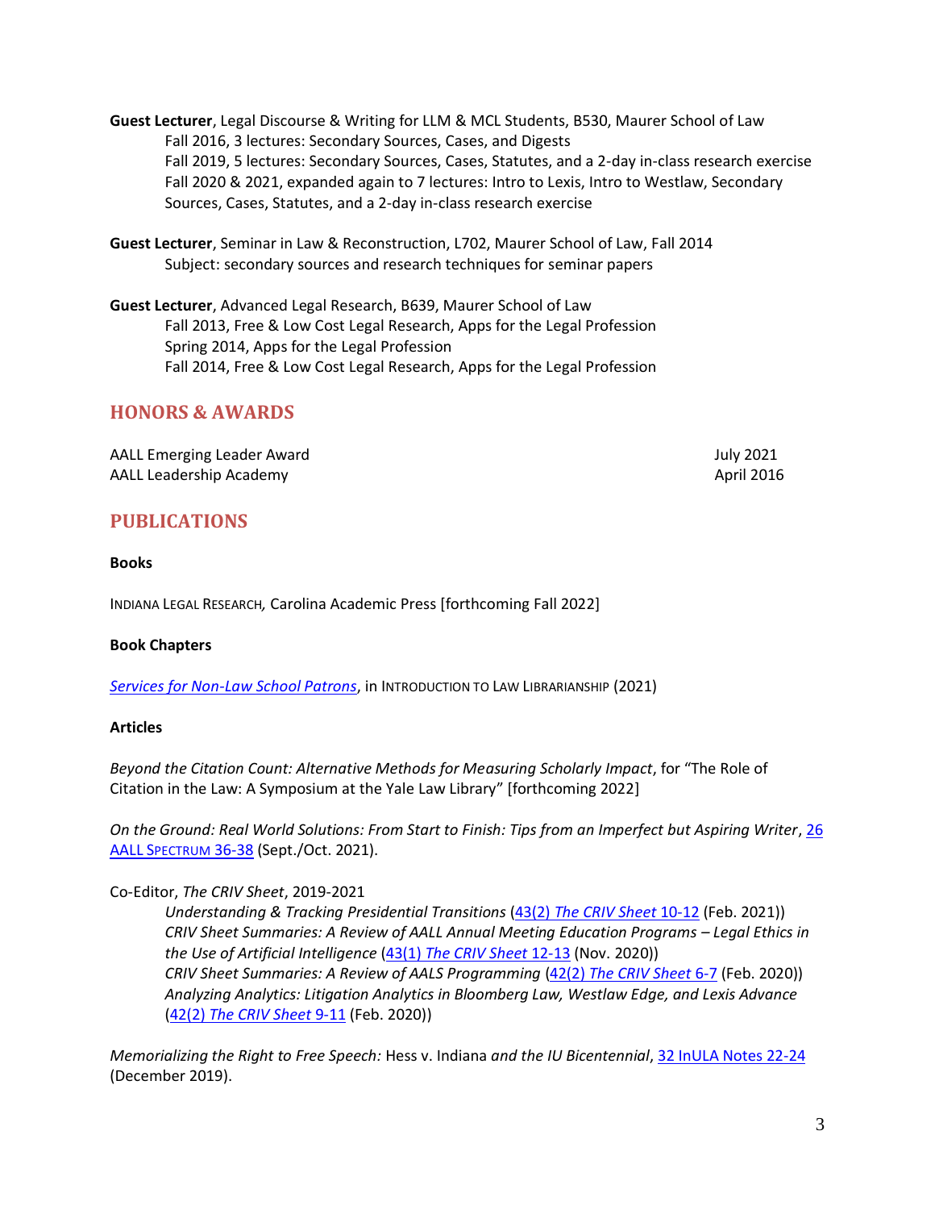**Guest Lecturer**, Legal Discourse & Writing for LLM & MCL Students, B530, Maurer School of Law

Fall 2016, 3 lectures: Secondary Sources, Cases, and Digests
Fall 2019, 5 lectures: Secondary Sources, Cases, Statutes, and a 2-day in-class research exercise
Fall 2020 & 2021, expanded again to 7 lectures: Intro to Lexis, Intro to Westlaw, Secondary Sources, Cases, Statutes, and a 2-day in-class research exercise

**Guest Lecturer**, Seminar in Law & Reconstruction, L702, Maurer School of Law, Fall 2014

Subject: secondary sources and research techniques for seminar papers

**Guest Lecturer**, Advanced Legal Research, B639, Maurer School of Law

Fall 2013, Free & Low Cost Legal Research, Apps for the Legal Profession
Spring 2014, Apps for the Legal Profession
Fall 2014, Free & Low Cost Legal Research, Apps for the Legal Profession

## HONORS & AWARDS

AALL Emerging Leader Award — July 2021
AALL Leadership Academy — April 2016

## PUBLICATIONS

**Books**

INDIANA LEGAL RESEARCH, Carolina Academic Press [forthcoming Fall 2022]

**Book Chapters**

*Services for Non-Law School Patrons*, in INTRODUCTION TO LAW LIBRARIANSHIP (2021)

**Articles**

*Beyond the Citation Count: Alternative Methods for Measuring Scholarly Impact*, for "The Role of Citation in the Law: A Symposium at the Yale Law Library" [forthcoming 2022]

*On the Ground: Real World Solutions: From Start to Finish: Tips from an Imperfect but Aspiring Writer*, 26 AALL SPECTRUM 36-38 (Sept./Oct. 2021).

Co-Editor, *The CRIV Sheet*, 2019-2021

*Understanding & Tracking Presidential Transitions* (43(2) *The CRIV Sheet* 10-12 (Feb. 2021))
*CRIV Sheet Summaries: A Review of AALL Annual Meeting Education Programs – Legal Ethics in the Use of Artificial Intelligence* (43(1) *The CRIV Sheet* 12-13 (Nov. 2020))
*CRIV Sheet Summaries: A Review of AALS Programming* (42(2) *The CRIV Sheet* 6-7 (Feb. 2020))
*Analyzing Analytics: Litigation Analytics in Bloomberg Law, Westlaw Edge, and Lexis Advance* (42(2) *The CRIV Sheet* 9-11 (Feb. 2020))

*Memorializing the Right to Free Speech:* Hess v. Indiana *and the IU Bicentennial*, 32 InULA Notes 22-24 (December 2019).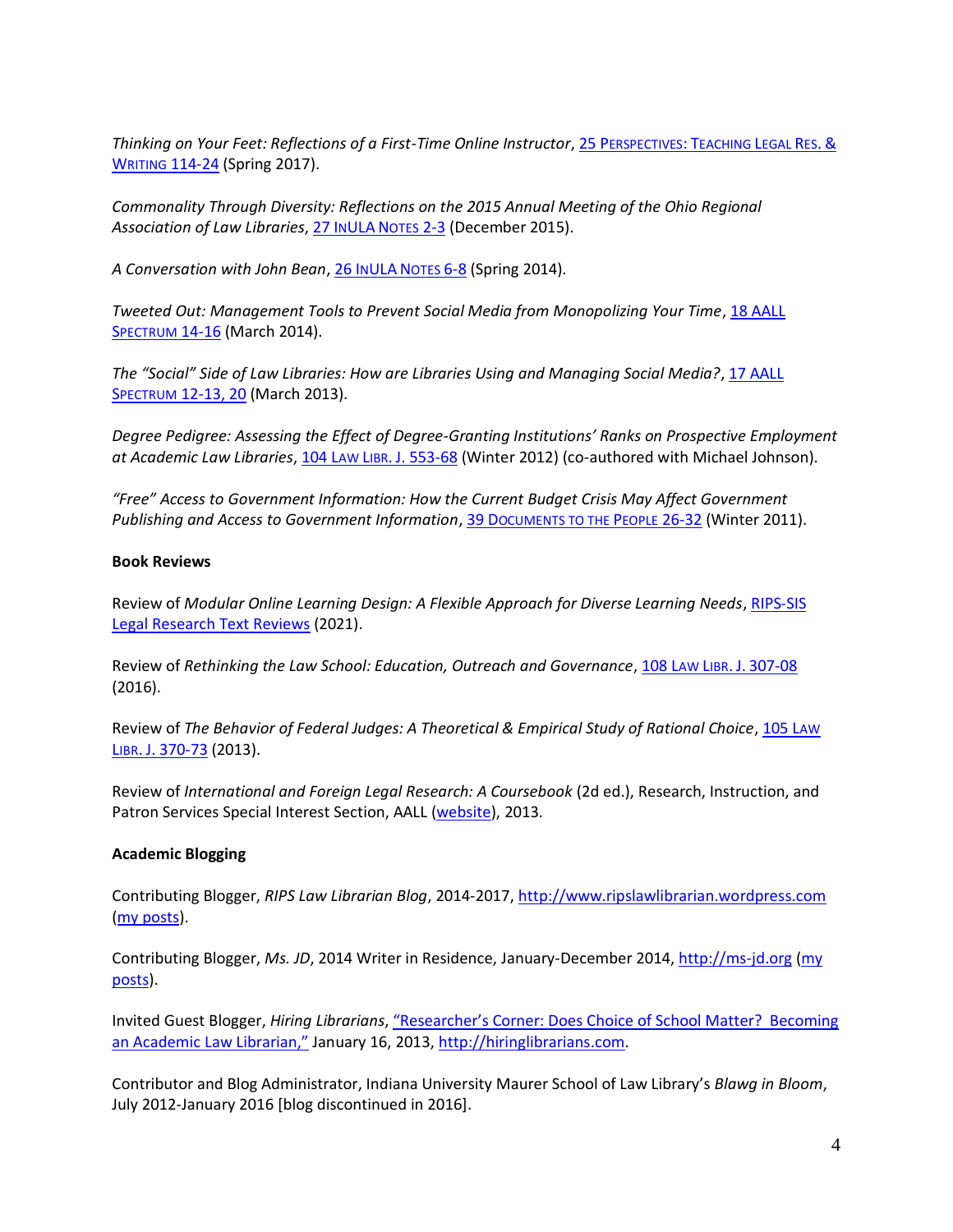*Thinking on Your Feet: Reflections of a First-Time Online Instructor*, 25 PERSPECTIVES: TEACHING LEGAL RES. & WRITING 114-24 (Spring 2017).

*Commonality Through Diversity: Reflections on the 2015 Annual Meeting of the Ohio Regional Association of Law Libraries*, 27 INULA NOTES 2-3 (December 2015).

*A Conversation with John Bean*, 26 INULA NOTES 6-8 (Spring 2014).

*Tweeted Out: Management Tools to Prevent Social Media from Monopolizing Your Time*, 18 AALL SPECTRUM 14-16 (March 2014).

*The "Social" Side of Law Libraries: How are Libraries Using and Managing Social Media?*, 17 AALL SPECTRUM 12-13, 20 (March 2013).

*Degree Pedigree: Assessing the Effect of Degree-Granting Institutions' Ranks on Prospective Employment at Academic Law Libraries*, 104 LAW LIBR. J. 553-68 (Winter 2012) (co-authored with Michael Johnson).

*"Free" Access to Government Information: How the Current Budget Crisis May Affect Government Publishing and Access to Government Information*, 39 DOCUMENTS TO THE PEOPLE 26-32 (Winter 2011).

**Book Reviews**

Review of *Modular Online Learning Design: A Flexible Approach for Diverse Learning Needs*, RIPS-SIS Legal Research Text Reviews (2021).

Review of *Rethinking the Law School: Education, Outreach and Governance*, 108 LAW LIBR. J. 307-08 (2016).

Review of *The Behavior of Federal Judges: A Theoretical & Empirical Study of Rational Choice*, 105 LAW LIBR. J. 370-73 (2013).

Review of *International and Foreign Legal Research: A Coursebook* (2d ed.), Research, Instruction, and Patron Services Special Interest Section, AALL (website), 2013.

**Academic Blogging**

Contributing Blogger, *RIPS Law Librarian Blog*, 2014-2017, http://www.ripslawlibrarian.wordpress.com (my posts).

Contributing Blogger, *Ms. JD*, 2014 Writer in Residence, January-December 2014, http://ms-jd.org (my posts).

Invited Guest Blogger, *Hiring Librarians*, "Researcher's Corner: Does Choice of School Matter? Becoming an Academic Law Librarian," January 16, 2013, http://hiringlibrarians.com.

Contributor and Blog Administrator, Indiana University Maurer School of Law Library's *Blawg in Bloom*, July 2012-January 2016 [blog discontinued in 2016].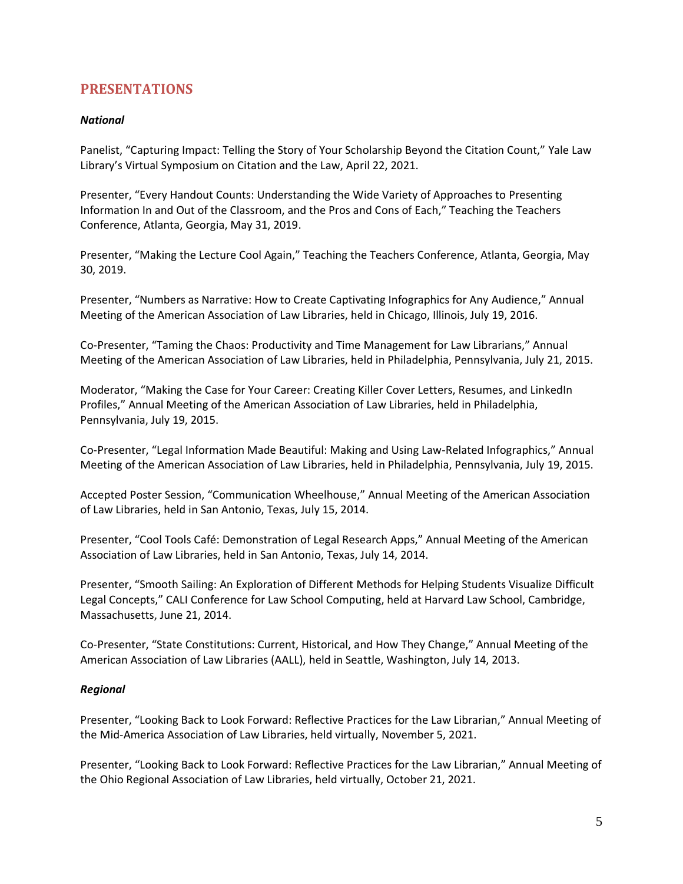## PRESENTATIONS

### *National*

Panelist, "Capturing Impact: Telling the Story of Your Scholarship Beyond the Citation Count," Yale Law Library's Virtual Symposium on Citation and the Law, April 22, 2021.

Presenter, "Every Handout Counts: Understanding the Wide Variety of Approaches to Presenting Information In and Out of the Classroom, and the Pros and Cons of Each," Teaching the Teachers Conference, Atlanta, Georgia, May 31, 2019.

Presenter, "Making the Lecture Cool Again," Teaching the Teachers Conference, Atlanta, Georgia, May 30, 2019.

Presenter, "Numbers as Narrative: How to Create Captivating Infographics for Any Audience," Annual Meeting of the American Association of Law Libraries, held in Chicago, Illinois, July 19, 2016.

Co-Presenter, "Taming the Chaos: Productivity and Time Management for Law Librarians," Annual Meeting of the American Association of Law Libraries, held in Philadelphia, Pennsylvania, July 21, 2015.

Moderator, "Making the Case for Your Career: Creating Killer Cover Letters, Resumes, and LinkedIn Profiles," Annual Meeting of the American Association of Law Libraries, held in Philadelphia, Pennsylvania, July 19, 2015.

Co-Presenter, "Legal Information Made Beautiful: Making and Using Law-Related Infographics," Annual Meeting of the American Association of Law Libraries, held in Philadelphia, Pennsylvania, July 19, 2015.

Accepted Poster Session, "Communication Wheelhouse," Annual Meeting of the American Association of Law Libraries, held in San Antonio, Texas, July 15, 2014.

Presenter, "Cool Tools Café: Demonstration of Legal Research Apps," Annual Meeting of the American Association of Law Libraries, held in San Antonio, Texas, July 14, 2014.

Presenter, "Smooth Sailing: An Exploration of Different Methods for Helping Students Visualize Difficult Legal Concepts," CALI Conference for Law School Computing, held at Harvard Law School, Cambridge, Massachusetts, June 21, 2014.

Co-Presenter, "State Constitutions: Current, Historical, and How They Change," Annual Meeting of the American Association of Law Libraries (AALL), held in Seattle, Washington, July 14, 2013.

### *Regional*

Presenter, "Looking Back to Look Forward: Reflective Practices for the Law Librarian," Annual Meeting of the Mid-America Association of Law Libraries, held virtually, November 5, 2021.

Presenter, "Looking Back to Look Forward: Reflective Practices for the Law Librarian," Annual Meeting of the Ohio Regional Association of Law Libraries, held virtually, October 21, 2021.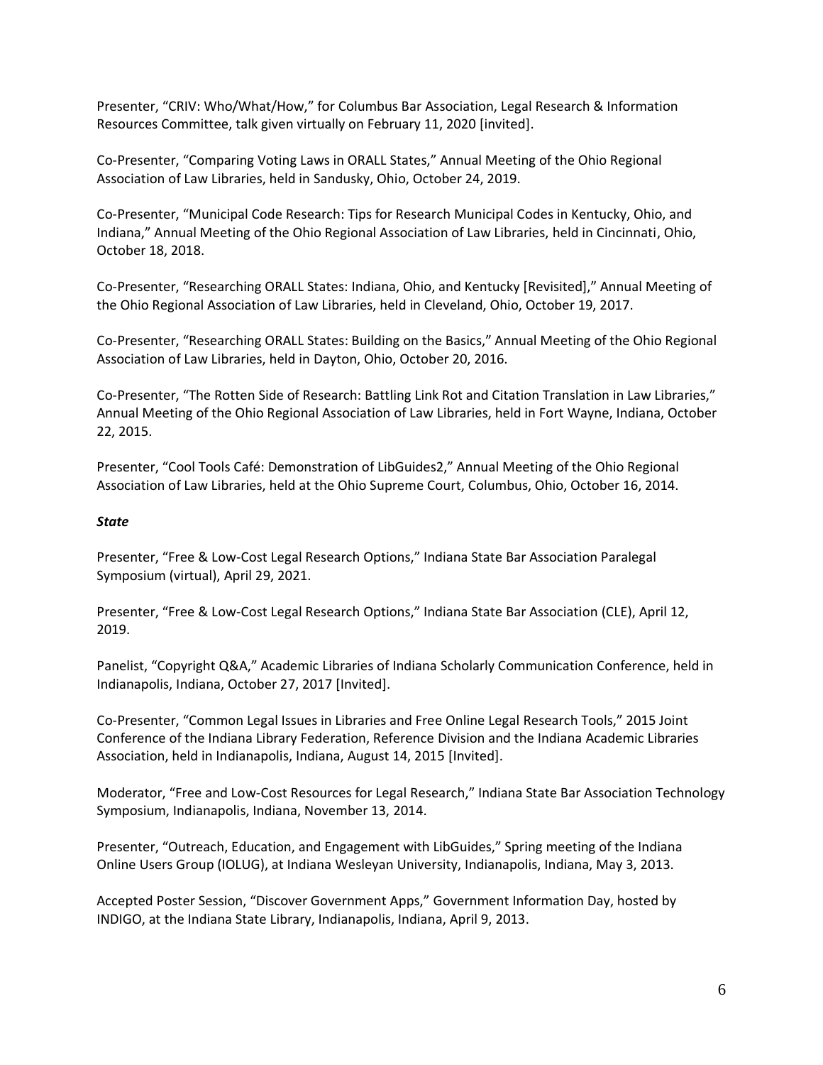Presenter, "CRIV: Who/What/How," for Columbus Bar Association, Legal Research & Information Resources Committee, talk given virtually on February 11, 2020 [invited].

Co-Presenter, "Comparing Voting Laws in ORALL States," Annual Meeting of the Ohio Regional Association of Law Libraries, held in Sandusky, Ohio, October 24, 2019.

Co-Presenter, "Municipal Code Research: Tips for Research Municipal Codes in Kentucky, Ohio, and Indiana," Annual Meeting of the Ohio Regional Association of Law Libraries, held in Cincinnati, Ohio, October 18, 2018.

Co-Presenter, "Researching ORALL States: Indiana, Ohio, and Kentucky [Revisited]," Annual Meeting of the Ohio Regional Association of Law Libraries, held in Cleveland, Ohio, October 19, 2017.

Co-Presenter, "Researching ORALL States: Building on the Basics," Annual Meeting of the Ohio Regional Association of Law Libraries, held in Dayton, Ohio, October 20, 2016.

Co-Presenter, "The Rotten Side of Research: Battling Link Rot and Citation Translation in Law Libraries," Annual Meeting of the Ohio Regional Association of Law Libraries, held in Fort Wayne, Indiana, October 22, 2015.

Presenter, "Cool Tools Café: Demonstration of LibGuides2," Annual Meeting of the Ohio Regional Association of Law Libraries, held at the Ohio Supreme Court, Columbus, Ohio, October 16, 2014.

***State***

Presenter, "Free & Low-Cost Legal Research Options," Indiana State Bar Association Paralegal Symposium (virtual), April 29, 2021.

Presenter, "Free & Low-Cost Legal Research Options," Indiana State Bar Association (CLE), April 12, 2019.

Panelist, "Copyright Q&A," Academic Libraries of Indiana Scholarly Communication Conference, held in Indianapolis, Indiana, October 27, 2017 [Invited].

Co-Presenter, "Common Legal Issues in Libraries and Free Online Legal Research Tools," 2015 Joint Conference of the Indiana Library Federation, Reference Division and the Indiana Academic Libraries Association, held in Indianapolis, Indiana, August 14, 2015 [Invited].

Moderator, "Free and Low-Cost Resources for Legal Research," Indiana State Bar Association Technology Symposium, Indianapolis, Indiana, November 13, 2014.

Presenter, "Outreach, Education, and Engagement with LibGuides," Spring meeting of the Indiana Online Users Group (IOLUG), at Indiana Wesleyan University, Indianapolis, Indiana, May 3, 2013.

Accepted Poster Session, "Discover Government Apps," Government Information Day, hosted by INDIGO, at the Indiana State Library, Indianapolis, Indiana, April 9, 2013.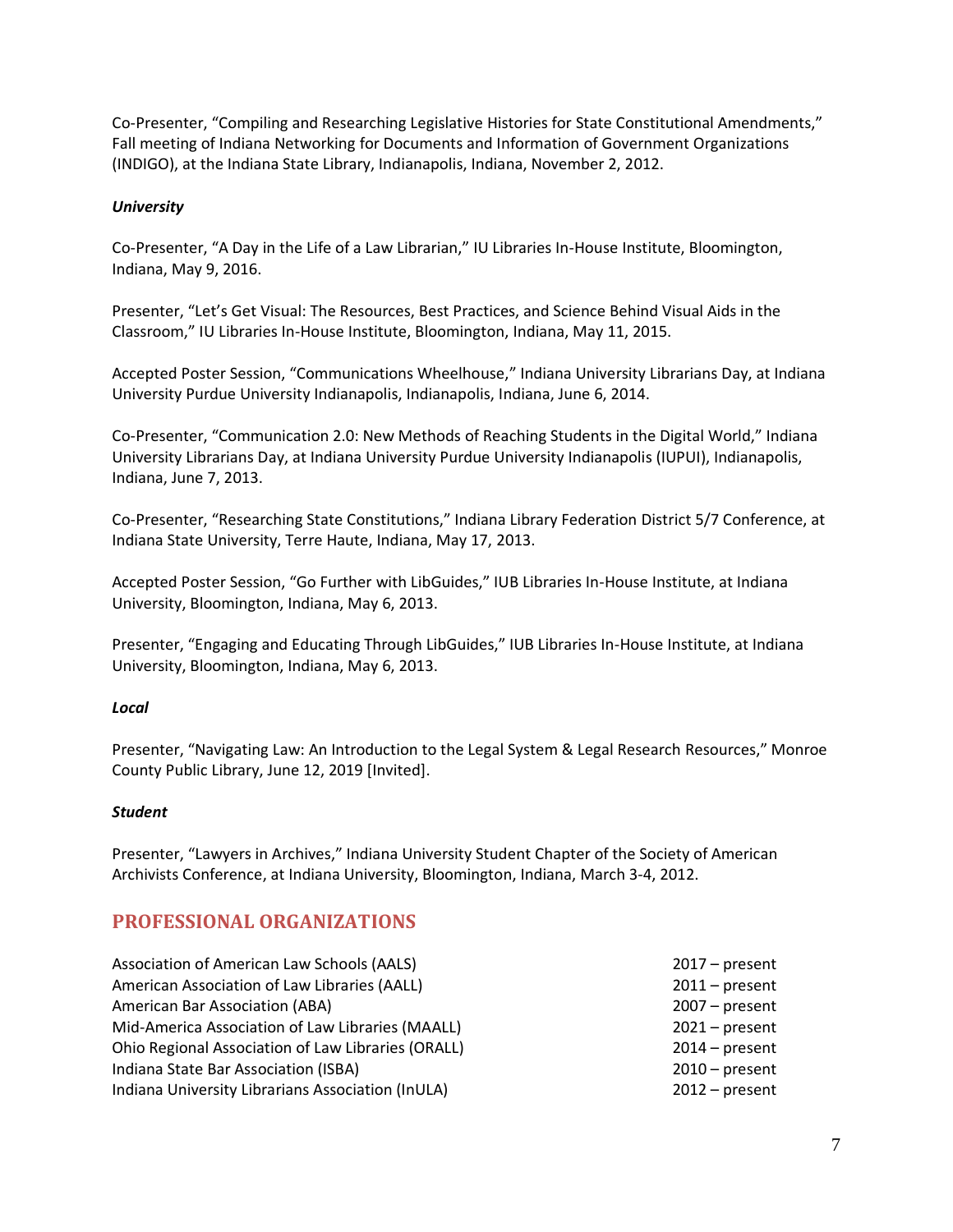Co-Presenter, "Compiling and Researching Legislative Histories for State Constitutional Amendments," Fall meeting of Indiana Networking for Documents and Information of Government Organizations (INDIGO), at the Indiana State Library, Indianapolis, Indiana, November 2, 2012.

***University***

Co-Presenter, "A Day in the Life of a Law Librarian," IU Libraries In-House Institute, Bloomington, Indiana, May 9, 2016.

Presenter, "Let's Get Visual: The Resources, Best Practices, and Science Behind Visual Aids in the Classroom," IU Libraries In-House Institute, Bloomington, Indiana, May 11, 2015.

Accepted Poster Session, "Communications Wheelhouse," Indiana University Librarians Day, at Indiana University Purdue University Indianapolis, Indianapolis, Indiana, June 6, 2014.

Co-Presenter, "Communication 2.0: New Methods of Reaching Students in the Digital World," Indiana University Librarians Day, at Indiana University Purdue University Indianapolis (IUPUI), Indianapolis, Indiana, June 7, 2013.

Co-Presenter, "Researching State Constitutions," Indiana Library Federation District 5/7 Conference, at Indiana State University, Terre Haute, Indiana, May 17, 2013.

Accepted Poster Session, "Go Further with LibGuides," IUB Libraries In-House Institute, at Indiana University, Bloomington, Indiana, May 6, 2013.

Presenter, "Engaging and Educating Through LibGuides," IUB Libraries In-House Institute, at Indiana University, Bloomington, Indiana, May 6, 2013.

***Local***

Presenter, "Navigating Law: An Introduction to the Legal System & Legal Research Resources," Monroe County Public Library, June 12, 2019 [Invited].

***Student***

Presenter, "Lawyers in Archives," Indiana University Student Chapter of the Society of American Archivists Conference, at Indiana University, Bloomington, Indiana, March 3-4, 2012.

## PROFESSIONAL ORGANIZATIONS

| | |
|---|---|
| Association of American Law Schools (AALS) | 2017 – present |
| American Association of Law Libraries (AALL) | 2011 – present |
| American Bar Association (ABA) | 2007 – present |
| Mid-America Association of Law Libraries (MAALL) | 2021 – present |
| Ohio Regional Association of Law Libraries (ORALL) | 2014 – present |
| Indiana State Bar Association (ISBA) | 2010 – present |
| Indiana University Librarians Association (InULA) | 2012 – present |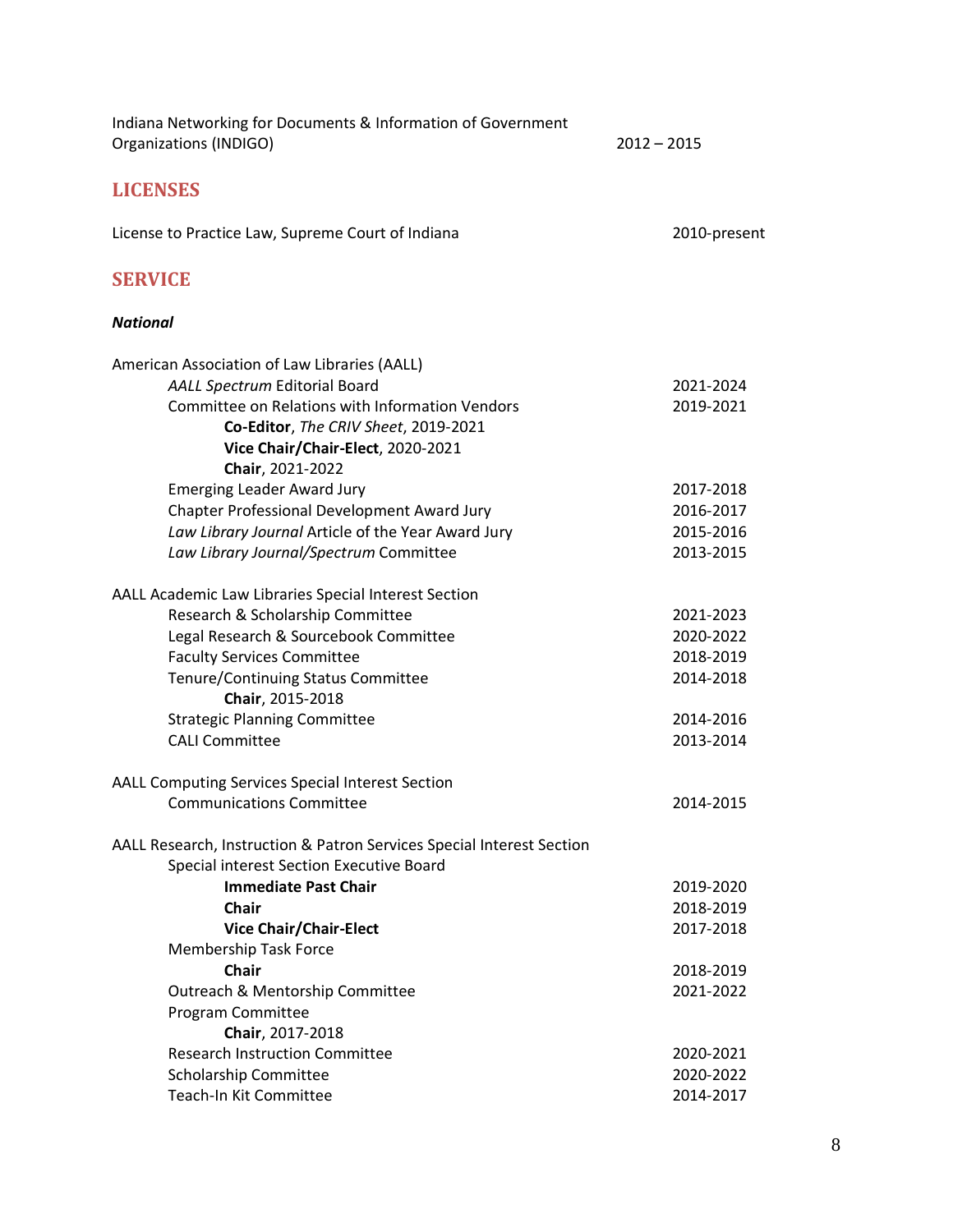Indiana Networking for Documents & Information of Government Organizations (INDIGO) 2012 – 2015

## LICENSES

License to Practice Law, Supreme Court of Indiana 2010-present

## SERVICE

### *National*

American Association of Law Libraries (AALL)

- *AALL Spectrum* Editorial Board 2021-2024
- Committee on Relations with Information Vendors 2019-2021
  - **Co-Editor**, *The CRIV Sheet*, 2019-2021
  - **Vice Chair/Chair-Elect**, 2020-2021
  - **Chair**, 2021-2022
- Emerging Leader Award Jury 2017-2018
- Chapter Professional Development Award Jury 2016-2017
- *Law Library Journal* Article of the Year Award Jury 2015-2016
- *Law Library Journal/Spectrum* Committee 2013-2015

AALL Academic Law Libraries Special Interest Section

- Research & Scholarship Committee 2021-2023
- Legal Research & Sourcebook Committee 2020-2022
- Faculty Services Committee 2018-2019
- Tenure/Continuing Status Committee 2014-2018
  - **Chair**, 2015-2018
- Strategic Planning Committee 2014-2016
- CALI Committee 2013-2014

AALL Computing Services Special Interest Section

- Communications Committee 2014-2015

AALL Research, Instruction & Patron Services Special Interest Section

- Special interest Section Executive Board
  - **Immediate Past Chair** 2019-2020
  - **Chair** 2018-2019
  - **Vice Chair/Chair-Elect** 2017-2018
- Membership Task Force
  - **Chair** 2018-2019
- Outreach & Mentorship Committee 2021-2022
- Program Committee
  - **Chair**, 2017-2018
- Research Instruction Committee 2020-2021
- Scholarship Committee 2020-2022
- Teach-In Kit Committee 2014-2017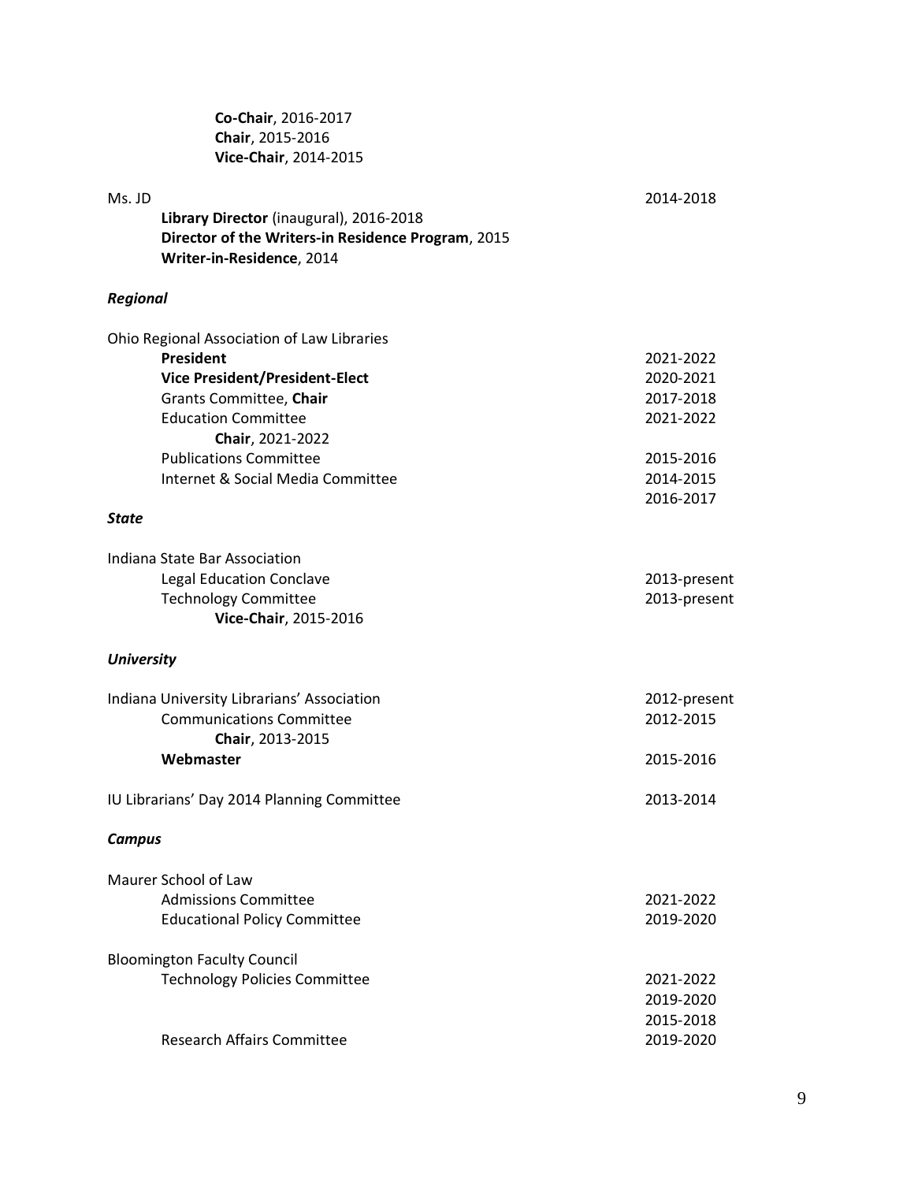**Co-Chair**, 2016-2017
**Chair**, 2015-2016
**Vice-Chair**, 2014-2015

Ms. JD — 2014-2018

- **Library Director** (inaugural), 2016-2018
- **Director of the Writers-in Residence Program**, 2015
- **Writer-in-Residence**, 2014

### *Regional*

Ohio Regional Association of Law Libraries

| | |
|---|---|
| **President** | 2021-2022 |
| **Vice President/President-Elect** | 2020-2021 |
| Grants Committee, **Chair** | 2017-2018 |
| Education Committee | 2021-2022 |
| **Chair**, 2021-2022 | |
| Publications Committee | 2015-2016 |
| Internet & Social Media Committee | 2014-2015 |
| | 2016-2017 |

### *State*

Indiana State Bar Association

| | |
|---|---|
| Legal Education Conclave | 2013-present |
| Technology Committee | 2013-present |
| **Vice-Chair**, 2015-2016 | |

### *University*

| | |
|---|---|
| Indiana University Librarians' Association | 2012-present |
| Communications Committee | 2012-2015 |
| **Chair**, 2013-2015 | |
| **Webmaster** | 2015-2016 |
| IU Librarians' Day 2014 Planning Committee | 2013-2014 |

### *Campus*

Maurer School of Law

| | |
|---|---|
| Admissions Committee | 2021-2022 |
| Educational Policy Committee | 2019-2020 |

Bloomington Faculty Council

| | |
|---|---|
| Technology Policies Committee | 2021-2022 |
| | 2019-2020 |
| | 2015-2018 |
| Research Affairs Committee | 2019-2020 |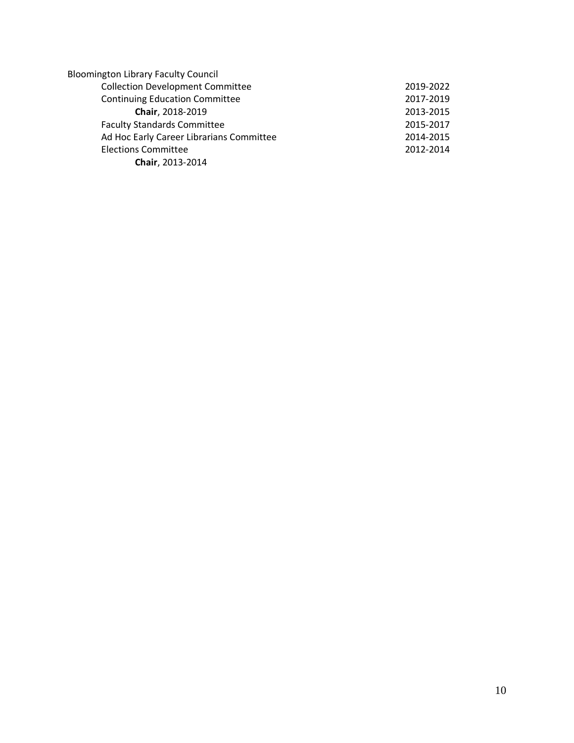Bloomington Library Faculty Council

| | |
|---|---|
| Collection Development Committee | 2019-2022 |
| Continuing Education Committee | 2017-2019 |
| **Chair**, 2018-2019 | 2013-2015 |
| Faculty Standards Committee | 2015-2017 |
| Ad Hoc Early Career Librarians Committee | 2014-2015 |
| Elections Committee | 2012-2014 |
| **Chair**, 2013-2014 | |